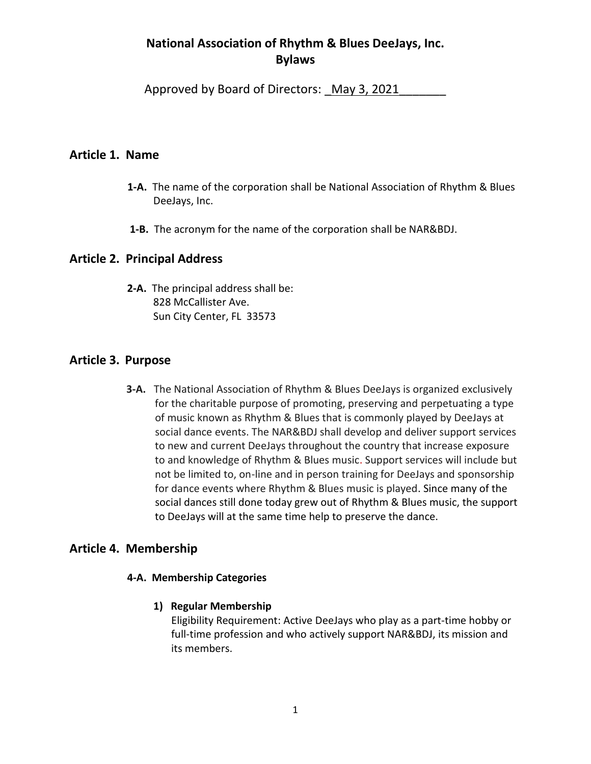# National Association of Rhythm & Blues DeeJays, Inc. Bylaws

Approved by Board of Directors: _May 3, 2021_______

## Article 1. Name

**1-A.** The name of the corporation shall be National Association of Rhythm & Blues DeeJays, Inc.

**1-B.** The acronym for the name of the corporation shall be NAR&BDJ.

## Article 2. Principal Address

**2-A.** The principal address shall be:
828 McCallister Ave.
Sun City Center, FL 33573

## Article 3. Purpose

**3-A.** The National Association of Rhythm & Blues DeeJays is organized exclusively for the charitable purpose of promoting, preserving and perpetuating a type of music known as Rhythm & Blues that is commonly played by DeeJays at social dance events. The NAR&BDJ shall develop and deliver support services to new and current DeeJays throughout the country that increase exposure to and knowledge of Rhythm & Blues music. Support services will include but not be limited to, on-line and in person training for DeeJays and sponsorship for dance events where Rhythm & Blues music is played. Since many of the social dances still done today grew out of Rhythm & Blues music, the support to DeeJays will at the same time help to preserve the dance.

## Article 4. Membership

### 4-A. Membership Categories

1) **Regular Membership**
Eligibility Requirement: Active DeeJays who play as a part-time hobby or full-time profession and who actively support NAR&BDJ, its mission and its members.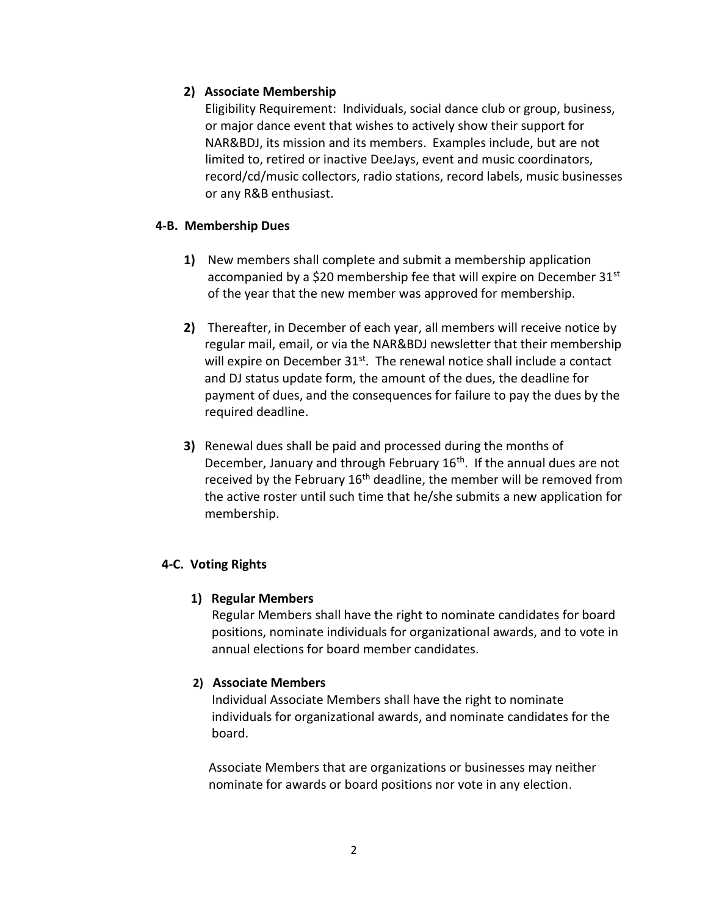**2) Associate Membership**

Eligibility Requirement: Individuals, social dance club or group, business, or major dance event that wishes to actively show their support for NAR&BDJ, its mission and its members. Examples include, but are not limited to, retired or inactive DeeJays, event and music coordinators, record/cd/music collectors, radio stations, record labels, music businesses or any R&B enthusiast.

**4-B. Membership Dues**

**1)** New members shall complete and submit a membership application accompanied by a $20 membership fee that will expire on December 31st of the year that the new member was approved for membership.

**2)** Thereafter, in December of each year, all members will receive notice by regular mail, email, or via the NAR&BDJ newsletter that their membership will expire on December 31st. The renewal notice shall include a contact and DJ status update form, the amount of the dues, the deadline for payment of dues, and the consequences for failure to pay the dues by the required deadline.

**3)** Renewal dues shall be paid and processed during the months of December, January and through February 16th. If the annual dues are not received by the February 16th deadline, the member will be removed from the active roster until such time that he/she submits a new application for membership.

**4-C. Voting Rights**

**1) Regular Members**

Regular Members shall have the right to nominate candidates for board positions, nominate individuals for organizational awards, and to vote in annual elections for board member candidates.

**2) Associate Members**

Individual Associate Members shall have the right to nominate individuals for organizational awards, and nominate candidates for the board.

Associate Members that are organizations or businesses may neither nominate for awards or board positions nor vote in any election.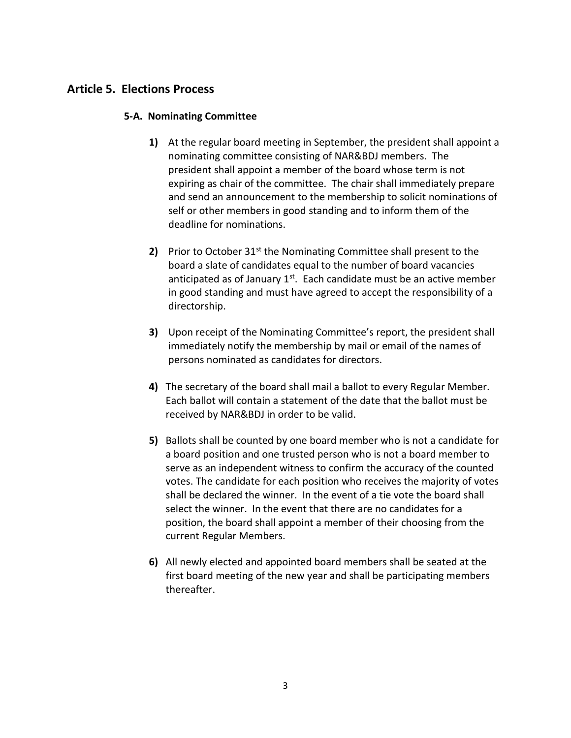## Article 5. Elections Process

### 5-A. Nominating Committee

1) At the regular board meeting in September, the president shall appoint a nominating committee consisting of NAR&BDJ members. The president shall appoint a member of the board whose term is not expiring as chair of the committee. The chair shall immediately prepare and send an announcement to the membership to solicit nominations of self or other members in good standing and to inform them of the deadline for nominations.

2) Prior to October 31st the Nominating Committee shall present to the board a slate of candidates equal to the number of board vacancies anticipated as of January 1st. Each candidate must be an active member in good standing and must have agreed to accept the responsibility of a directorship.

3) Upon receipt of the Nominating Committee's report, the president shall immediately notify the membership by mail or email of the names of persons nominated as candidates for directors.

4) The secretary of the board shall mail a ballot to every Regular Member. Each ballot will contain a statement of the date that the ballot must be received by NAR&BDJ in order to be valid.

5) Ballots shall be counted by one board member who is not a candidate for a board position and one trusted person who is not a board member to serve as an independent witness to confirm the accuracy of the counted votes. The candidate for each position who receives the majority of votes shall be declared the winner. In the event of a tie vote the board shall select the winner. In the event that there are no candidates for a position, the board shall appoint a member of their choosing from the current Regular Members.

6) All newly elected and appointed board members shall be seated at the first board meeting of the new year and shall be participating members thereafter.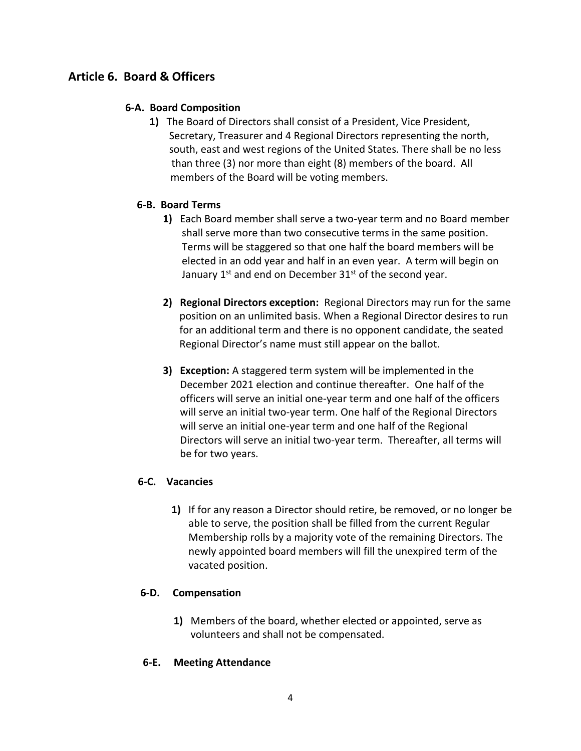## Article 6. Board & Officers

### 6-A. Board Composition

1) The Board of Directors shall consist of a President, Vice President, Secretary, Treasurer and 4 Regional Directors representing the north, south, east and west regions of the United States. There shall be no less than three (3) nor more than eight (8) members of the board. All members of the Board will be voting members.

### 6-B. Board Terms

1) Each Board member shall serve a two-year term and no Board member shall serve more than two consecutive terms in the same position. Terms will be staggered so that one half the board members will be elected in an odd year and half in an even year. A term will begin on January 1st and end on December 31st of the second year.

2) **Regional Directors exception:** Regional Directors may run for the same position on an unlimited basis. When a Regional Director desires to run for an additional term and there is no opponent candidate, the seated Regional Director's name must still appear on the ballot.

3) **Exception:** A staggered term system will be implemented in the December 2021 election and continue thereafter. One half of the officers will serve an initial one-year term and one half of the officers will serve an initial two-year term. One half of the Regional Directors will serve an initial one-year term and one half of the Regional Directors will serve an initial two-year term. Thereafter, all terms will be for two years.

### 6-C. Vacancies

1) If for any reason a Director should retire, be removed, or no longer be able to serve, the position shall be filled from the current Regular Membership rolls by a majority vote of the remaining Directors. The newly appointed board members will fill the unexpired term of the vacated position.

### 6-D. Compensation

1) Members of the board, whether elected or appointed, serve as volunteers and shall not be compensated.

### 6-E. Meeting Attendance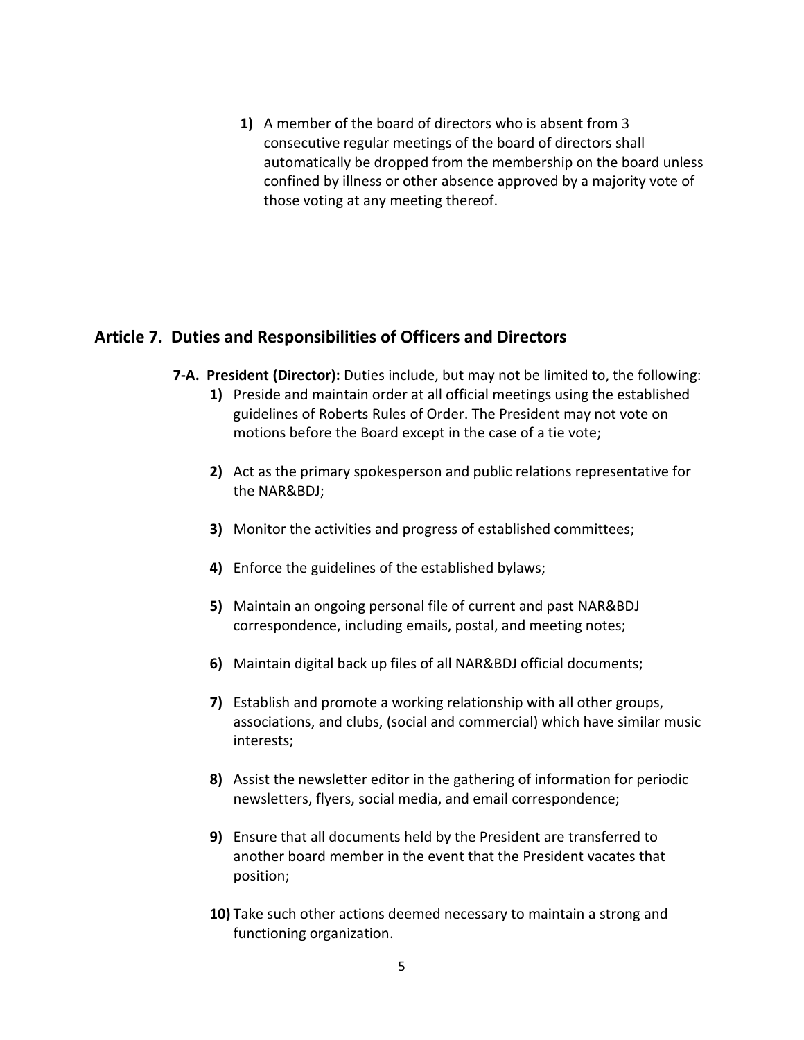**1)** A member of the board of directors who is absent from 3 consecutive regular meetings of the board of directors shall automatically be dropped from the membership on the board unless confined by illness or other absence approved by a majority vote of those voting at any meeting thereof.

## Article 7. Duties and Responsibilities of Officers and Directors

**7-A. President (Director):** Duties include, but may not be limited to, the following:

**1)** Preside and maintain order at all official meetings using the established guidelines of Roberts Rules of Order. The President may not vote on motions before the Board except in the case of a tie vote;

**2)** Act as the primary spokesperson and public relations representative for the NAR&BDJ;

**3)** Monitor the activities and progress of established committees;

**4)** Enforce the guidelines of the established bylaws;

**5)** Maintain an ongoing personal file of current and past NAR&BDJ correspondence, including emails, postal, and meeting notes;

**6)** Maintain digital back up files of all NAR&BDJ official documents;

**7)** Establish and promote a working relationship with all other groups, associations, and clubs, (social and commercial) which have similar music interests;

**8)** Assist the newsletter editor in the gathering of information for periodic newsletters, flyers, social media, and email correspondence;

**9)** Ensure that all documents held by the President are transferred to another board member in the event that the President vacates that position;

**10)** Take such other actions deemed necessary to maintain a strong and functioning organization.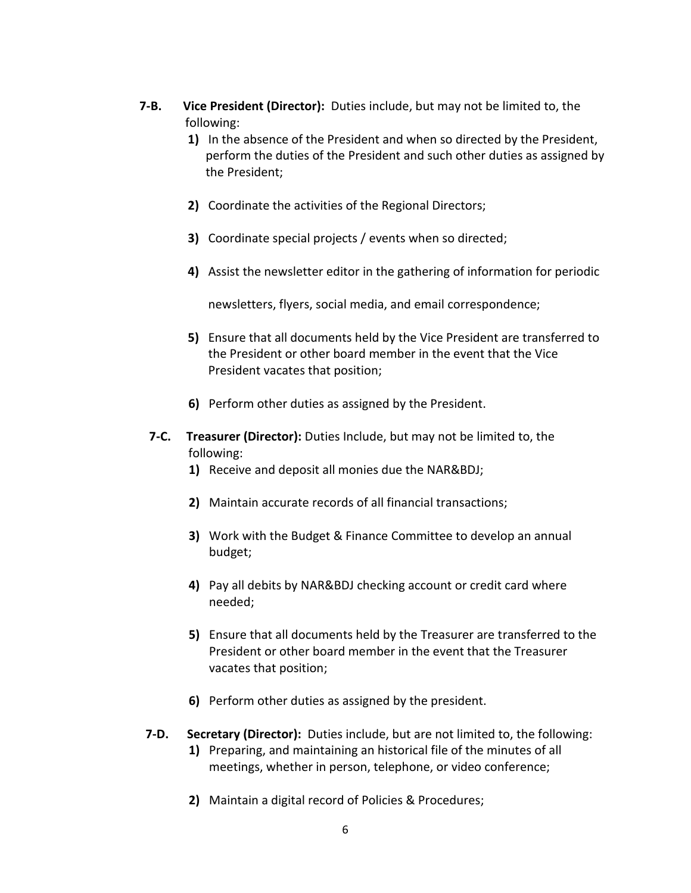**7-B. Vice President (Director):** Duties include, but may not be limited to, the following:

1) In the absence of the President and when so directed by the President, perform the duties of the President and such other duties as assigned by the President;

2) Coordinate the activities of the Regional Directors;

3) Coordinate special projects / events when so directed;

4) Assist the newsletter editor in the gathering of information for periodic newsletters, flyers, social media, and email correspondence;

5) Ensure that all documents held by the Vice President are transferred to the President or other board member in the event that the Vice President vacates that position;

6) Perform other duties as assigned by the President.

**7-C. Treasurer (Director):** Duties Include, but may not be limited to, the following:

1) Receive and deposit all monies due the NAR&BDJ;

2) Maintain accurate records of all financial transactions;

3) Work with the Budget & Finance Committee to develop an annual budget;

4) Pay all debits by NAR&BDJ checking account or credit card where needed;

5) Ensure that all documents held by the Treasurer are transferred to the President or other board member in the event that the Treasurer vacates that position;

6) Perform other duties as assigned by the president.

**7-D. Secretary (Director):** Duties include, but are not limited to, the following:

1) Preparing, and maintaining an historical file of the minutes of all meetings, whether in person, telephone, or video conference;

2) Maintain a digital record of Policies & Procedures;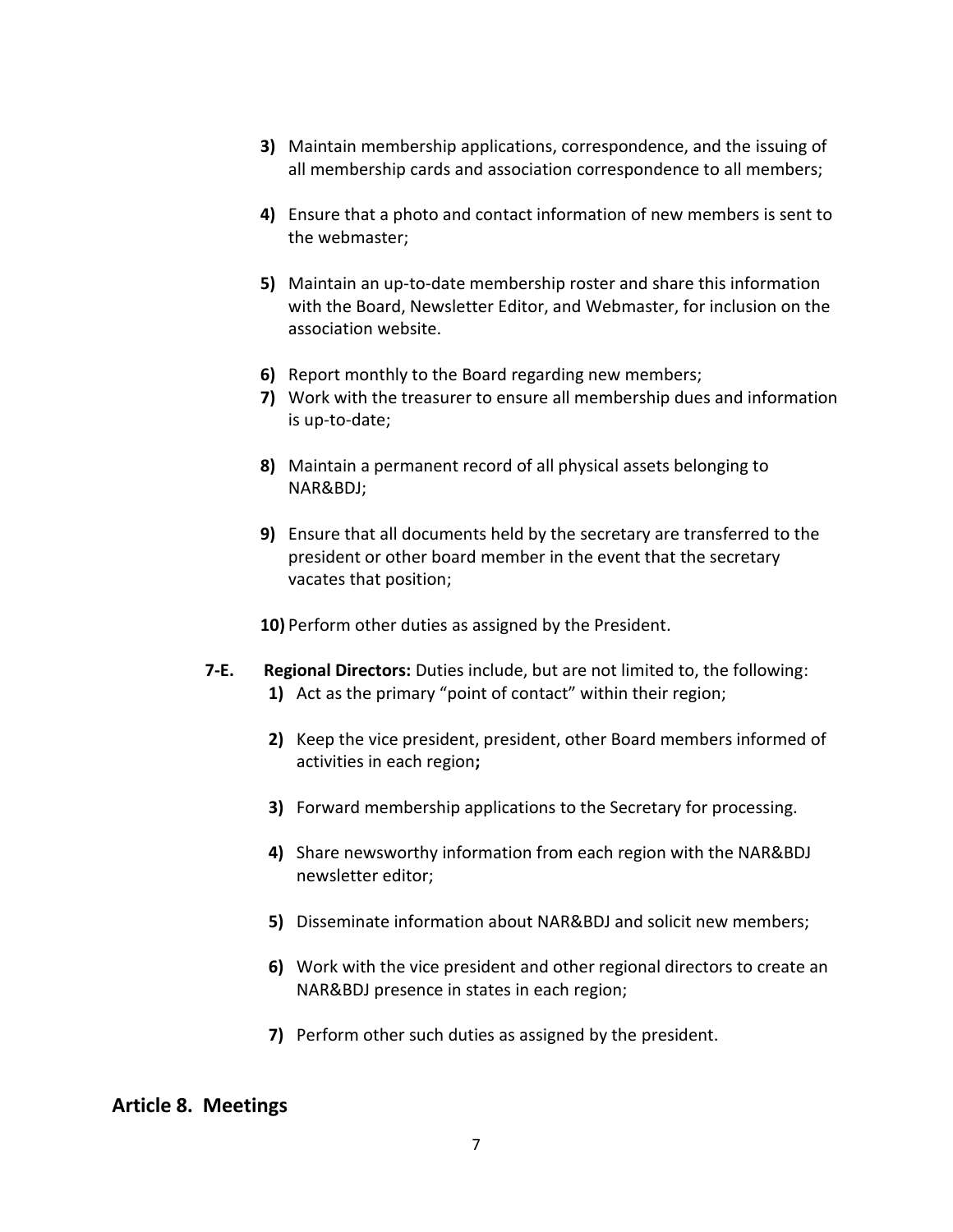3) Maintain membership applications, correspondence, and the issuing of all membership cards and association correspondence to all members;

4) Ensure that a photo and contact information of new members is sent to the webmaster;

5) Maintain an up-to-date membership roster and share this information with the Board, Newsletter Editor, and Webmaster, for inclusion on the association website.

6) Report monthly to the Board regarding new members;

7) Work with the treasurer to ensure all membership dues and information is up-to-date;

8) Maintain a permanent record of all physical assets belonging to NAR&BDJ;

9) Ensure that all documents held by the secretary are transferred to the president or other board member in the event that the secretary vacates that position;

10) Perform other duties as assigned by the President.

**7-E.** **Regional Directors:** Duties include, but are not limited to, the following:

1) Act as the primary "point of contact" within their region;

2) Keep the vice president, president, other Board members informed of activities in each region**;**

3) Forward membership applications to the Secretary for processing.

4) Share newsworthy information from each region with the NAR&BDJ newsletter editor;

5) Disseminate information about NAR&BDJ and solicit new members;

6) Work with the vice president and other regional directors to create an NAR&BDJ presence in states in each region;

7) Perform other such duties as assigned by the president.

## Article 8. Meetings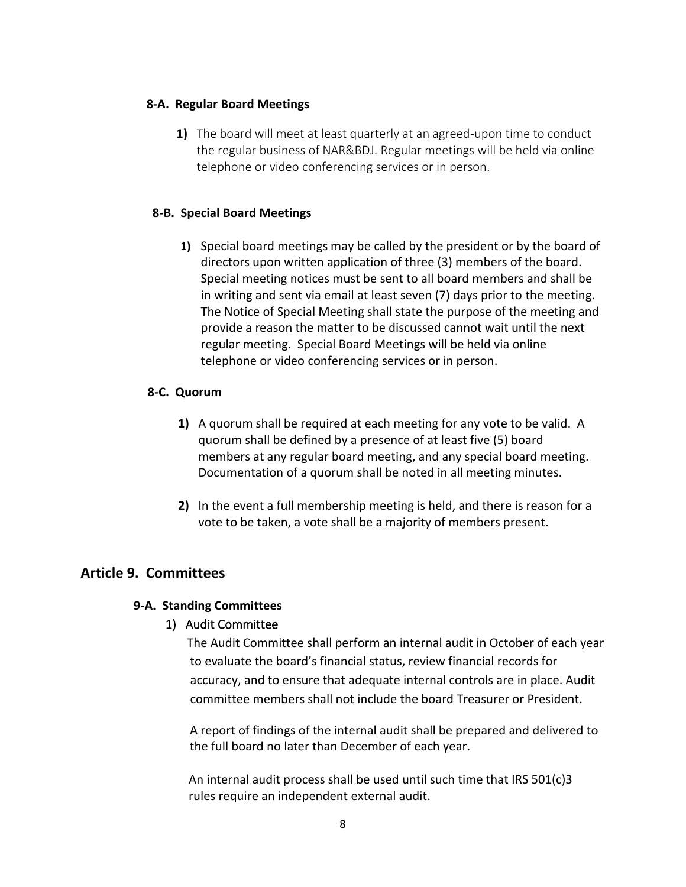### 8-A. Regular Board Meetings

1) The board will meet at least quarterly at an agreed-upon time to conduct the regular business of NAR&BDJ. Regular meetings will be held via online telephone or video conferencing services or in person.

### 8-B. Special Board Meetings

1) Special board meetings may be called by the president or by the board of directors upon written application of three (3) members of the board. Special meeting notices must be sent to all board members and shall be in writing and sent via email at least seven (7) days prior to the meeting. The Notice of Special Meeting shall state the purpose of the meeting and provide a reason the matter to be discussed cannot wait until the next regular meeting. Special Board Meetings will be held via online telephone or video conferencing services or in person.

### 8-C. Quorum

1) A quorum shall be required at each meeting for any vote to be valid. A quorum shall be defined by a presence of at least five (5) board members at any regular board meeting, and any special board meeting. Documentation of a quorum shall be noted in all meeting minutes.

2) In the event a full membership meeting is held, and there is reason for a vote to be taken, a vote shall be a majority of members present.

## Article 9. Committees

### 9-A. Standing Committees

1) Audit Committee

The Audit Committee shall perform an internal audit in October of each year to evaluate the board's financial status, review financial records for accuracy, and to ensure that adequate internal controls are in place. Audit committee members shall not include the board Treasurer or President.

A report of findings of the internal audit shall be prepared and delivered to the full board no later than December of each year.

An internal audit process shall be used until such time that IRS 501(c)3 rules require an independent external audit.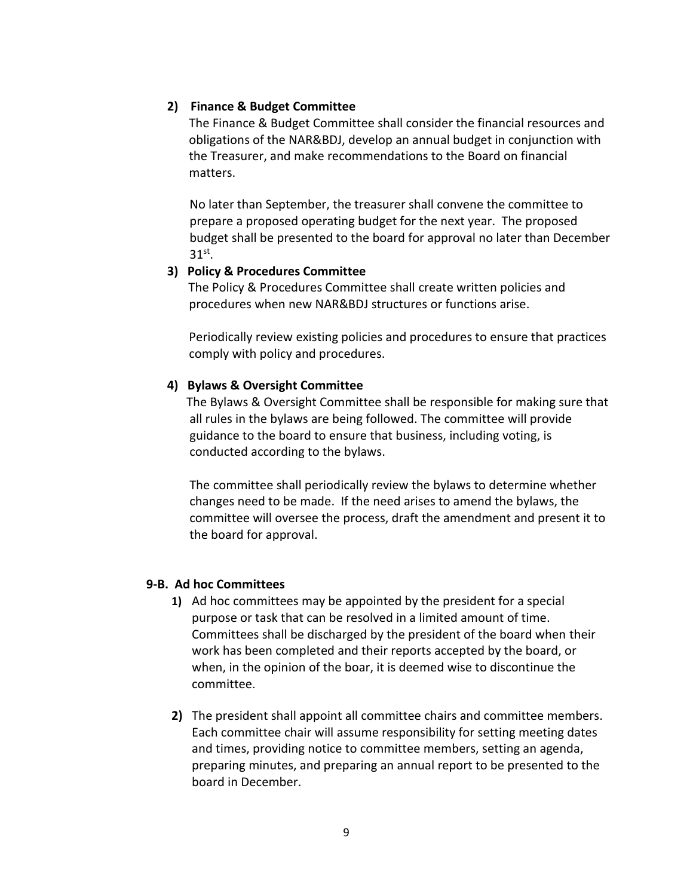**2) Finance & Budget Committee**

The Finance & Budget Committee shall consider the financial resources and obligations of the NAR&BDJ, develop an annual budget in conjunction with the Treasurer, and make recommendations to the Board on financial matters.

No later than September, the treasurer shall convene the committee to prepare a proposed operating budget for the next year. The proposed budget shall be presented to the board for approval no later than December 31st.

**3) Policy & Procedures Committee**

The Policy & Procedures Committee shall create written policies and procedures when new NAR&BDJ structures or functions arise.

Periodically review existing policies and procedures to ensure that practices comply with policy and procedures.

**4) Bylaws & Oversight Committee**

The Bylaws & Oversight Committee shall be responsible for making sure that all rules in the bylaws are being followed. The committee will provide guidance to the board to ensure that business, including voting, is conducted according to the bylaws.

The committee shall periodically review the bylaws to determine whether changes need to be made. If the need arises to amend the bylaws, the committee will oversee the process, draft the amendment and present it to the board for approval.

**9-B. Ad hoc Committees**

1) Ad hoc committees may be appointed by the president for a special purpose or task that can be resolved in a limited amount of time. Committees shall be discharged by the president of the board when their work has been completed and their reports accepted by the board, or when, in the opinion of the boar, it is deemed wise to discontinue the committee.

2) The president shall appoint all committee chairs and committee members. Each committee chair will assume responsibility for setting meeting dates and times, providing notice to committee members, setting an agenda, preparing minutes, and preparing an annual report to be presented to the board in December.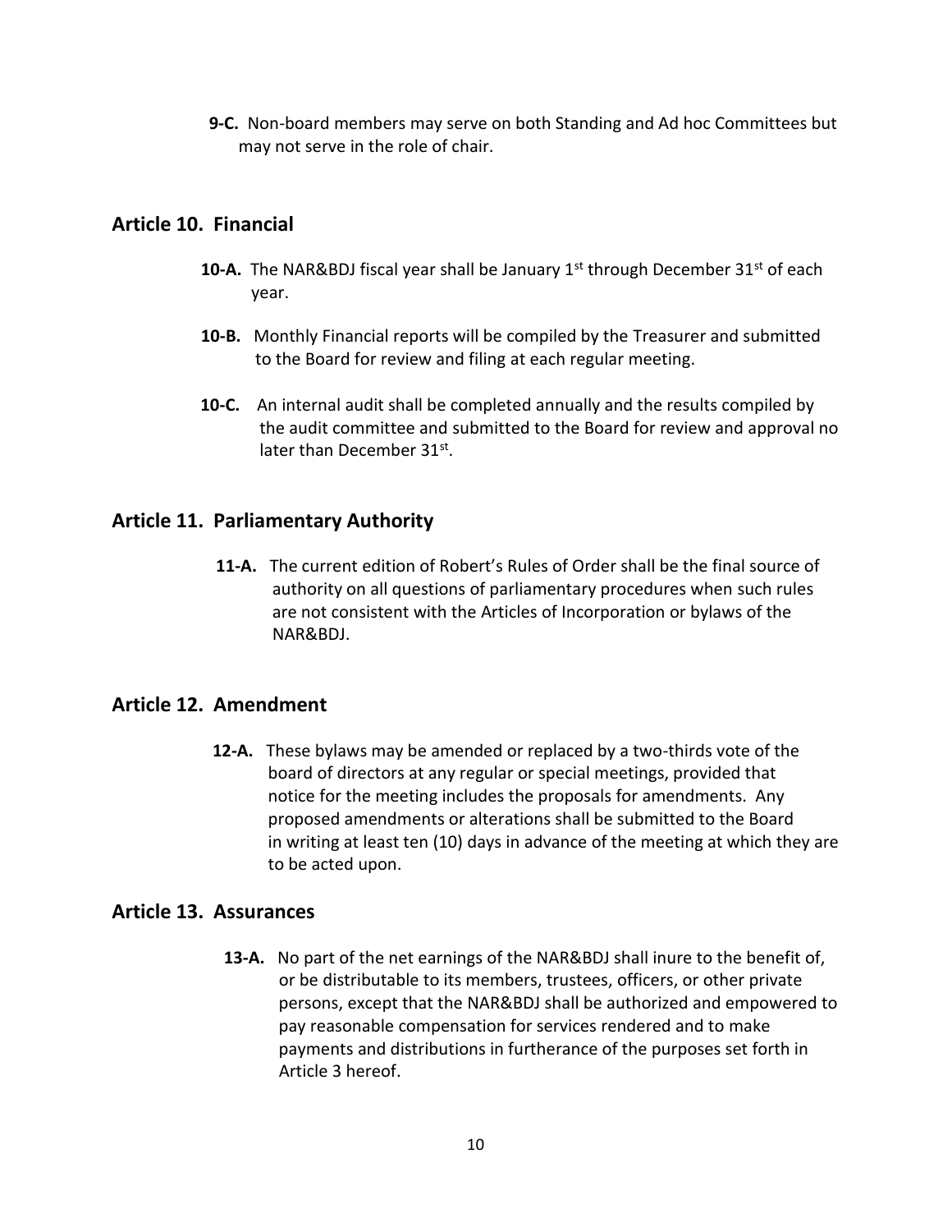**9-C.** Non-board members may serve on both Standing and Ad hoc Committees but may not serve in the role of chair.

## Article 10. Financial

**10-A.** The NAR&BDJ fiscal year shall be January 1st through December 31st of each year.

**10-B.** Monthly Financial reports will be compiled by the Treasurer and submitted to the Board for review and filing at each regular meeting.

**10-C.** An internal audit shall be completed annually and the results compiled by the audit committee and submitted to the Board for review and approval no later than December 31st.

## Article 11. Parliamentary Authority

**11-A.** The current edition of Robert's Rules of Order shall be the final source of authority on all questions of parliamentary procedures when such rules are not consistent with the Articles of Incorporation or bylaws of the NAR&BDJ.

## Article 12. Amendment

**12-A.** These bylaws may be amended or replaced by a two-thirds vote of the board of directors at any regular or special meetings, provided that notice for the meeting includes the proposals for amendments. Any proposed amendments or alterations shall be submitted to the Board in writing at least ten (10) days in advance of the meeting at which they are to be acted upon.

## Article 13. Assurances

**13-A.** No part of the net earnings of the NAR&BDJ shall inure to the benefit of, or be distributable to its members, trustees, officers, or other private persons, except that the NAR&BDJ shall be authorized and empowered to pay reasonable compensation for services rendered and to make payments and distributions in furtherance of the purposes set forth in Article 3 hereof.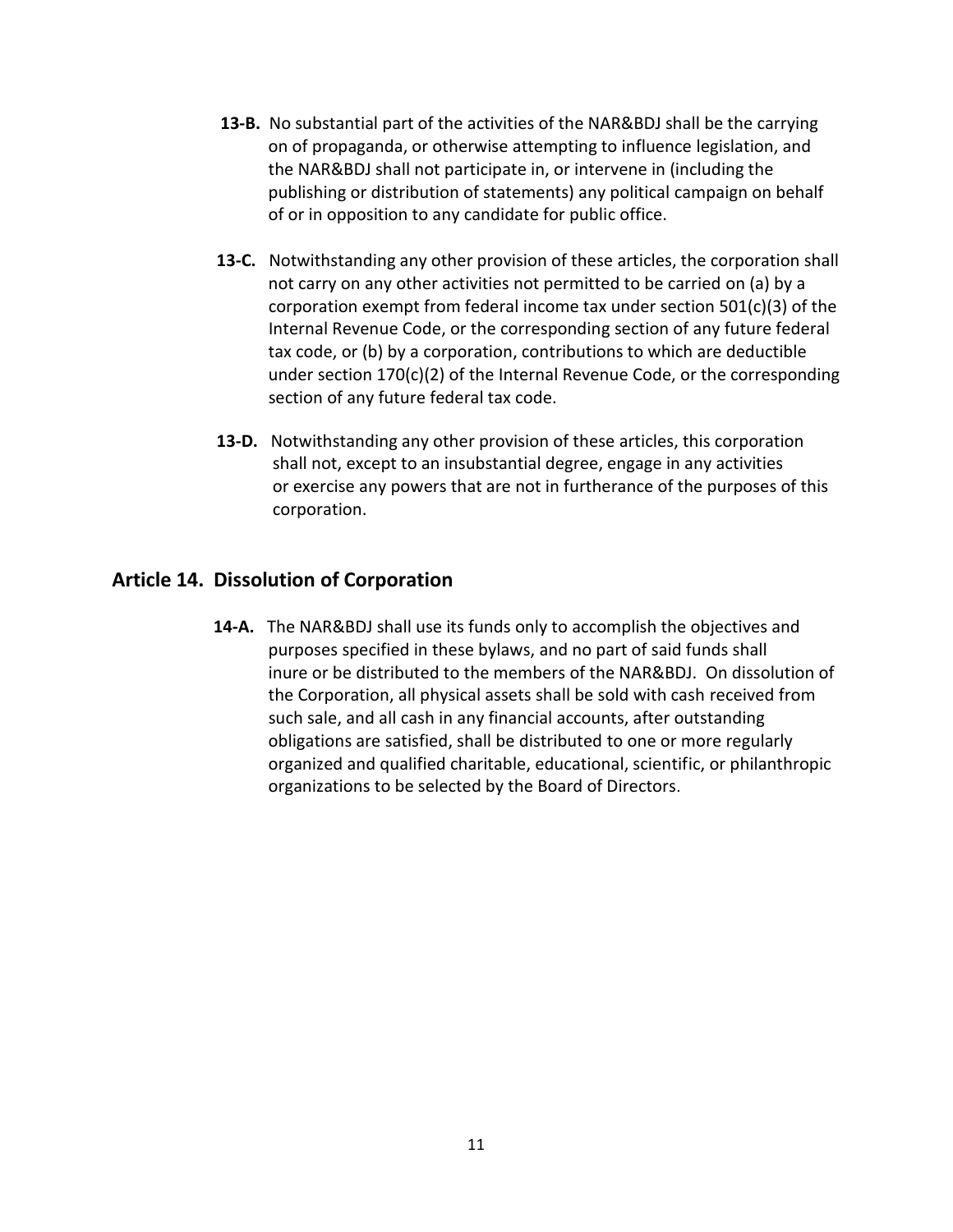**13-B.** No substantial part of the activities of the NAR&BDJ shall be the carrying on of propaganda, or otherwise attempting to influence legislation, and the NAR&BDJ shall not participate in, or intervene in (including the publishing or distribution of statements) any political campaign on behalf of or in opposition to any candidate for public office.

**13-C.** Notwithstanding any other provision of these articles, the corporation shall not carry on any other activities not permitted to be carried on (a) by a corporation exempt from federal income tax under section 501(c)(3) of the Internal Revenue Code, or the corresponding section of any future federal tax code, or (b) by a corporation, contributions to which are deductible under section 170(c)(2) of the Internal Revenue Code, or the corresponding section of any future federal tax code.

**13-D.** Notwithstanding any other provision of these articles, this corporation shall not, except to an insubstantial degree, engage in any activities or exercise any powers that are not in furtherance of the purposes of this corporation.

## Article 14. Dissolution of Corporation

**14-A.** The NAR&BDJ shall use its funds only to accomplish the objectives and purposes specified in these bylaws, and no part of said funds shall inure or be distributed to the members of the NAR&BDJ. On dissolution of the Corporation, all physical assets shall be sold with cash received from such sale, and all cash in any financial accounts, after outstanding obligations are satisfied, shall be distributed to one or more regularly organized and qualified charitable, educational, scientific, or philanthropic organizations to be selected by the Board of Directors.